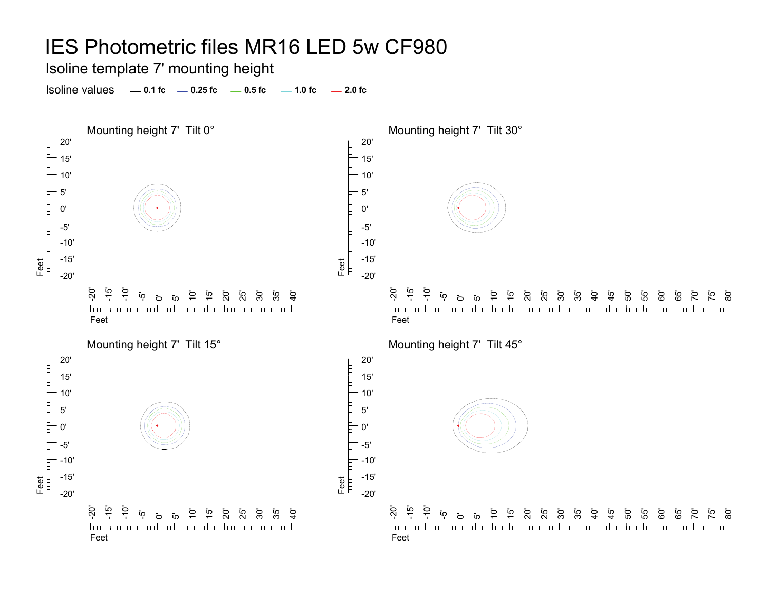# IES Photometric files MR16 LED 5w CF980

## Isoline template 7' mounting height

Isoline values — 0.1 fc — 0.25 fc — 0.5 fc — 1.0 fc — 2.0 fc

### Mounting height 7' Tilt 0°

Feet: 20' 15' 10' 5' 0' -5' -10' -15' -20'

Feet: -20' -15' -10' -5' 0' 5' 10' 15' 20' 25' 30' 35' 40'

### Mounting height 7' Tilt 30°

Feet: 20' 15' 10' 5' 0' -5' -10' -15' -20'

Feet: -20' -15' -10' -5' 0' 5' 10' 15' 20' 25' 30' 35' 40' 45' 50' 55' 60' 65' 70' 75' 80'

### Mounting height 7' Tilt 15°

Feet: 20' 15' 10' 5' 0' -5' -10' -15' -20'

Feet: -20' -15' -10' -5' 0' 5' 10' 15' 20' 25' 30' 35' 40'

### Mounting height 7' Tilt 45°

Feet: 20' 15' 10' 5' 0' -5' -10' -15' -20'

Feet: -20' -15' -10' -5' 0' 5' 10' 15' 20' 25' 30' 35' 40' 45' 50' 55' 60' 65' 70' 75' 80'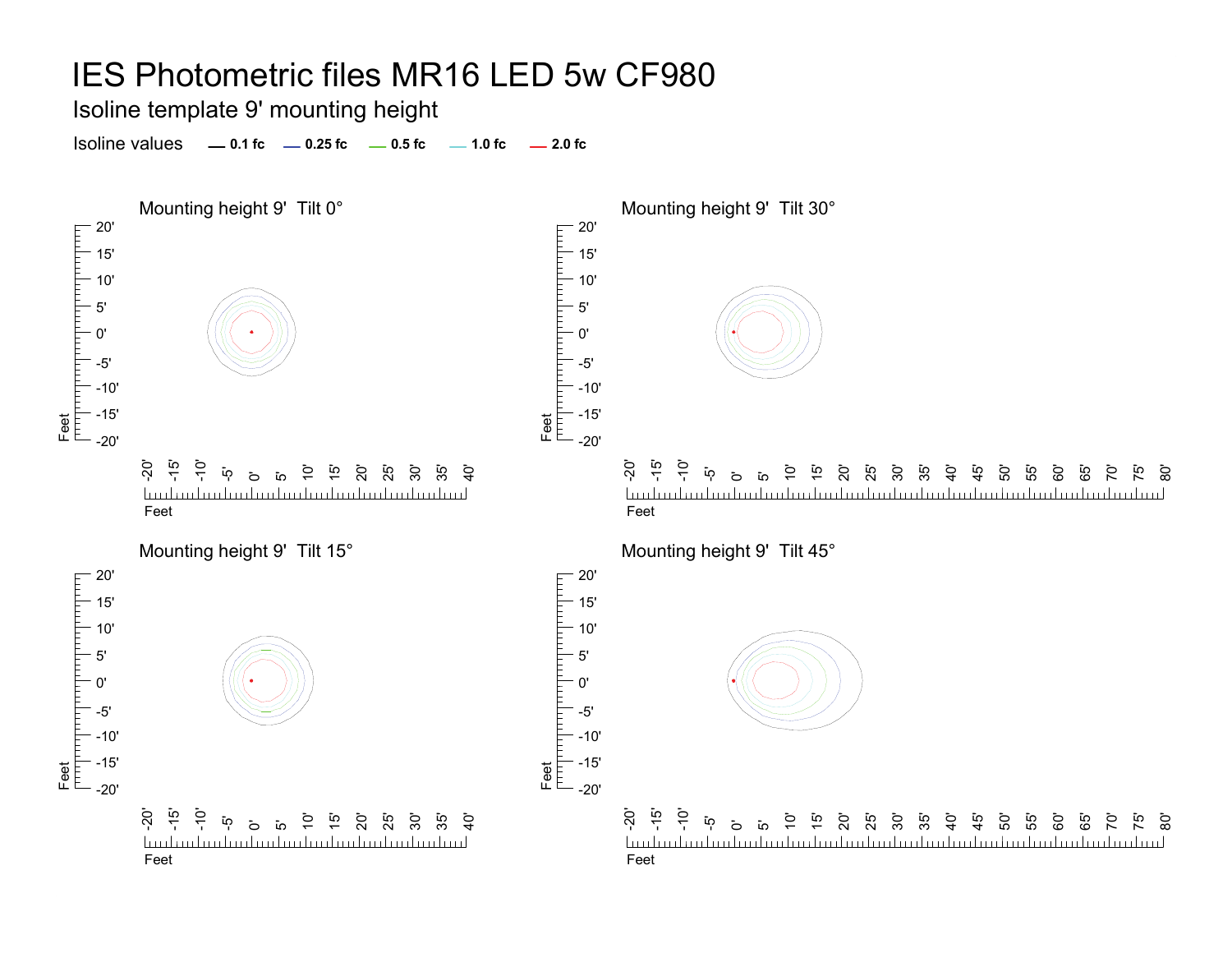# IES Photometric files MR16 LED 5w CF980

## Isoline template 9' mounting height

Isoline values — 0.1 fc — 0.25 fc — 0.5 fc — 1.0 fc — 2.0 fc

### Mounting height 9' Tilt 0°

### Mounting height 9' Tilt 30°

### Mounting height 9' Tilt 15°

### Mounting height 9' Tilt 45°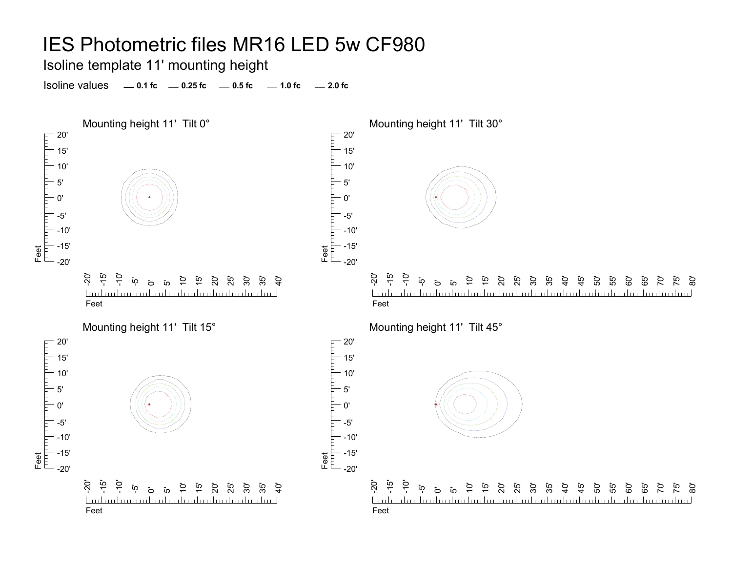# IES Photometric files MR16 LED 5w CF980

## Isoline template 11' mounting height

Isoline values — 0.1 fc — 0.25 fc — 0.5 fc — 1.0 fc — 2.0 fc

### Mounting height 11' Tilt 0°

### Mounting height 11' Tilt 30°

### Mounting height 11' Tilt 15°

### Mounting height 11' Tilt 45°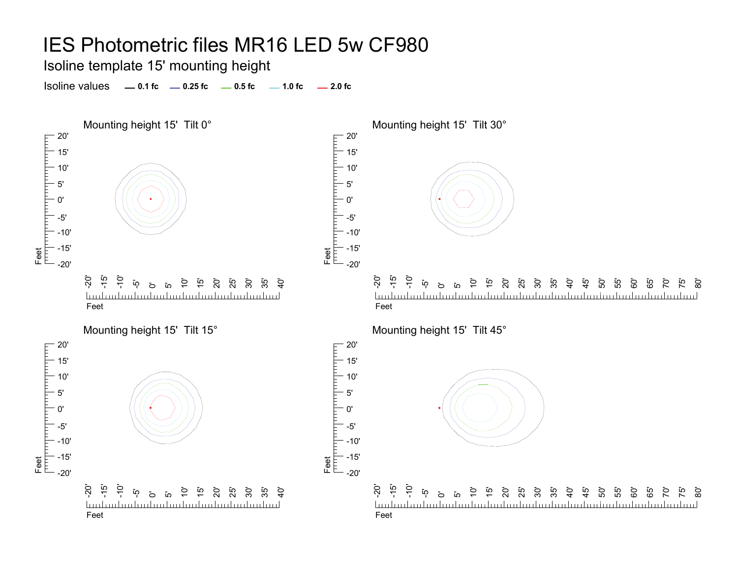# IES Photometric files MR16 LED 5w CF980

## Isoline template 15' mounting height

Isoline values — 0.1 fc — 0.25 fc — 0.5 fc — 1.0 fc — 2.0 fc

### Mounting height 15' Tilt 0°

### Mounting height 15' Tilt 30°

### Mounting height 15' Tilt 15°

### Mounting height 15' Tilt 45°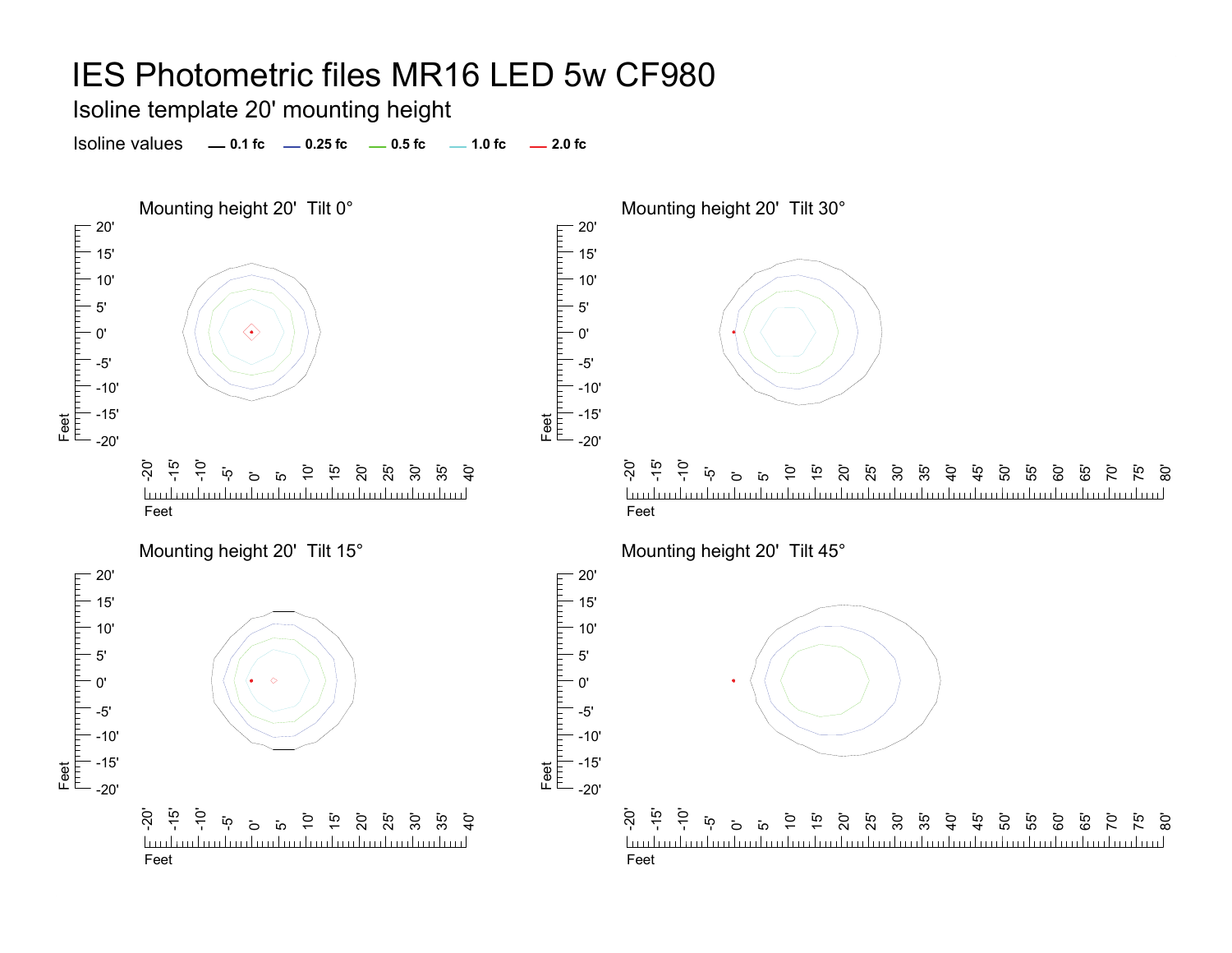# IES Photometric files MR16 LED 5w CF980

## Isoline template 20' mounting height

Isoline values — 0.1 fc — 0.25 fc — 0.5 fc — 1.0 fc — 2.0 fc

### Mounting height 20' Tilt 0°

### Mounting height 20' Tilt 30°

### Mounting height 20' Tilt 15°

### Mounting height 20' Tilt 45°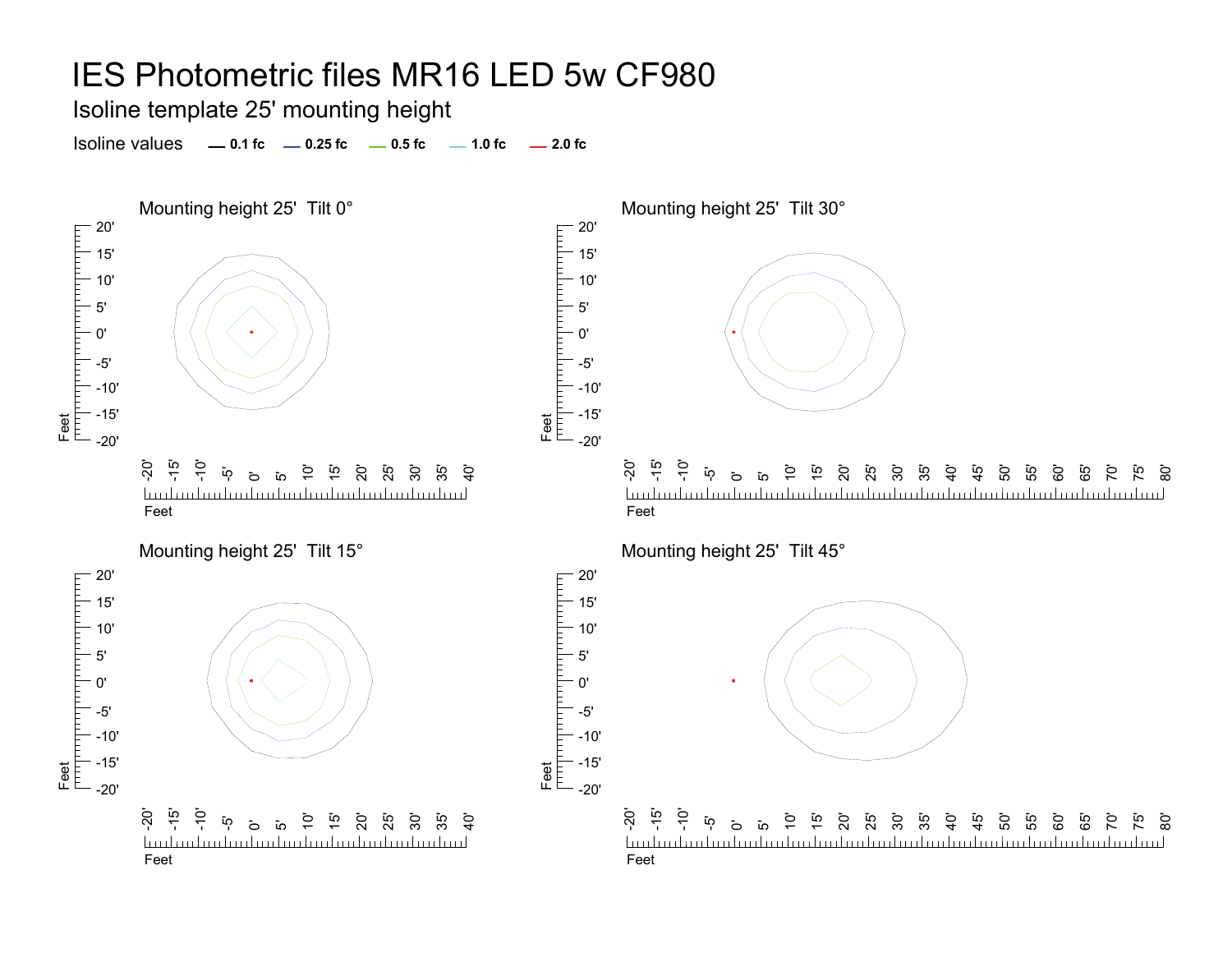# IES Photometric files MR16 LED 5w CF980

## Isoline template 25' mounting height

Isoline values — 0.1 fc — 0.25 fc — 0.5 fc — 1.0 fc — 2.0 fc

### Mounting height 25'  Tilt 0°

### Mounting height 25'  Tilt 30°

### Mounting height 25'  Tilt 15°

### Mounting height 25'  Tilt 45°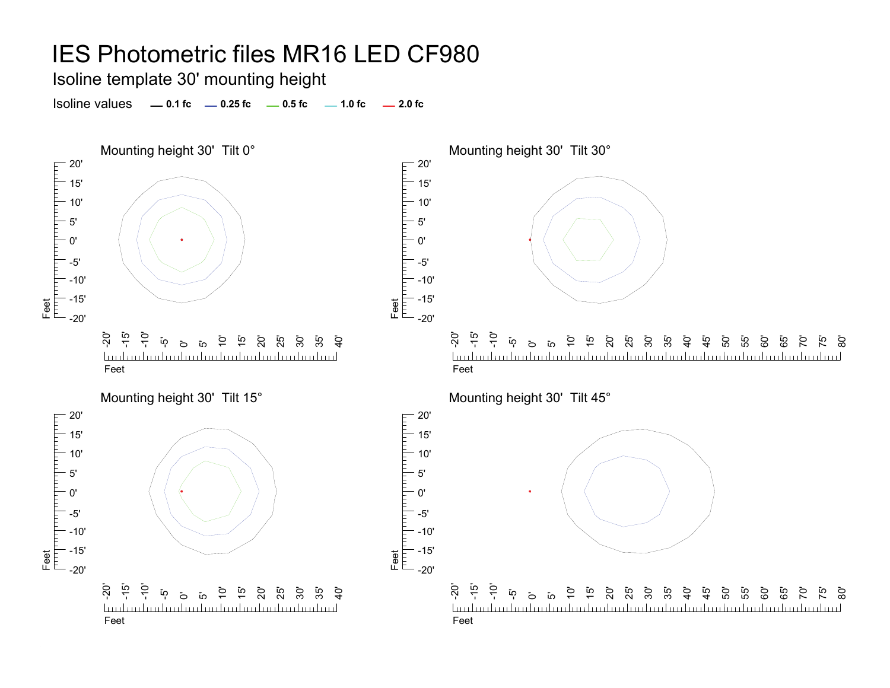# IES Photometric files MR16 LED CF980

## Isoline template 30' mounting height

Isoline values — 0.1 fc — 0.25 fc — 0.5 fc — 1.0 fc — 2.0 fc

### Mounting height 30' Tilt 0°

Feet: 20', 15', 10', 5', 0', -5', -10', -15', -20'

Feet: -20', -15', -10', -5', 0', 5', 10', 15', 20', 25', 30', 35', 40'

### Mounting height 30' Tilt 30°

Feet: 20', 15', 10', 5', 0', -5', -10', -15', -20'

Feet: -20', -15', -10', -5', 0', 5', 10', 15', 20', 25', 30', 35', 40', 45', 50', 55', 60', 65', 70', 75', 80'

### Mounting height 30' Tilt 15°

Feet: 20', 15', 10', 5', 0', -5', -10', -15', -20'

Feet: -20', -15', -10', -5', 0', 5', 10', 15', 20', 25', 30', 35', 40'

### Mounting height 30' Tilt 45°

Feet: 20', 15', 10', 5', 0', -5', -10', -15', -20'

Feet: -20', -15', -10', -5', 0', 5', 10', 15', 20', 25', 30', 35', 40', 45', 50', 55', 60', 65', 70', 75', 80'